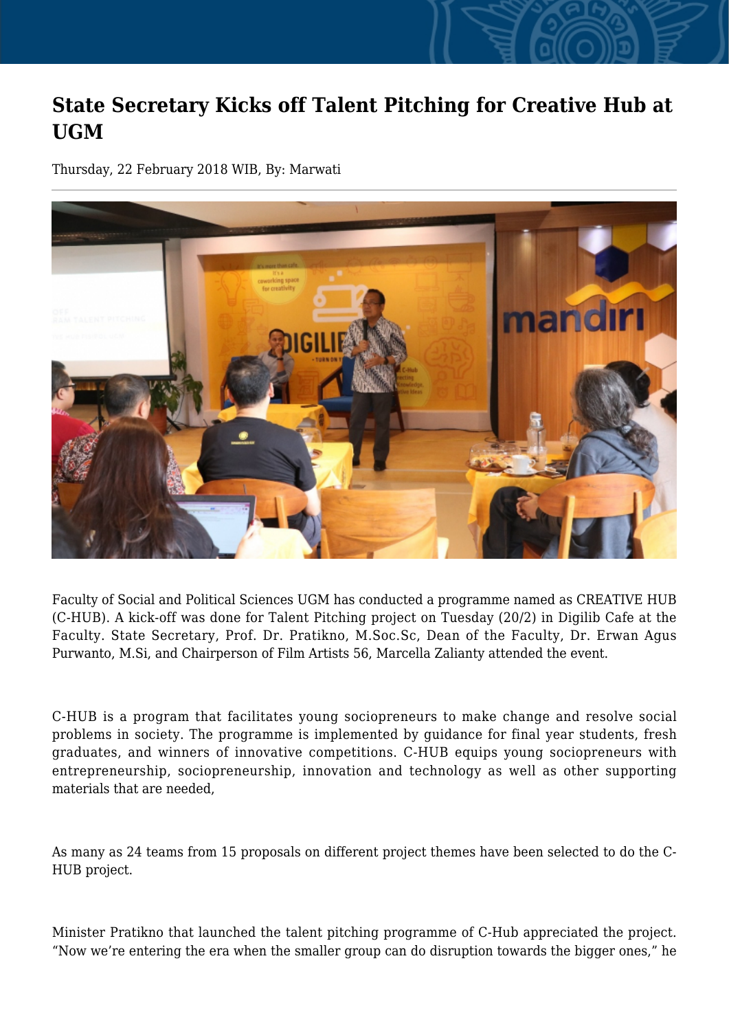# State Secretary Kicks off Talent Pitching for Creative Hub at UGM

Thursday, 22 February 2018 WIB, By: Marwati

Faculty of Social and Political Sciences UGM has conducted a programme named as CREATIVE HUB (C-HUB). A kick-off was done for Talent Pitching project on Tuesday (20/2) in Digilib Cafe at the Faculty. State Secretary, Prof. Dr. Pratikno, M.Soc.Sc, Dean of the Faculty, Dr. Erwan Agus Purwanto, M.Si, and Chairperson of Film Artists 56, Marcella Zalianty attended the event.

C-HUB is a program that facilitates young sociopreneurs to make change and resolve social problems in society. The programme is implemented by guidance for final year students, fresh graduates, and winners of innovative competitions. C-HUB equips young sociopreneurs with entrepreneurship, sociopreneurship, innovation and technology as well as other supporting materials that are needed,

As many as 24 teams from 15 proposals on different project themes have been selected to do the C-HUB project.

Minister Pratikno that launched the talent pitching programme of C-Hub appreciated the project. “Now we’re entering the era when the smaller group can do disruption towards the bigger ones,” he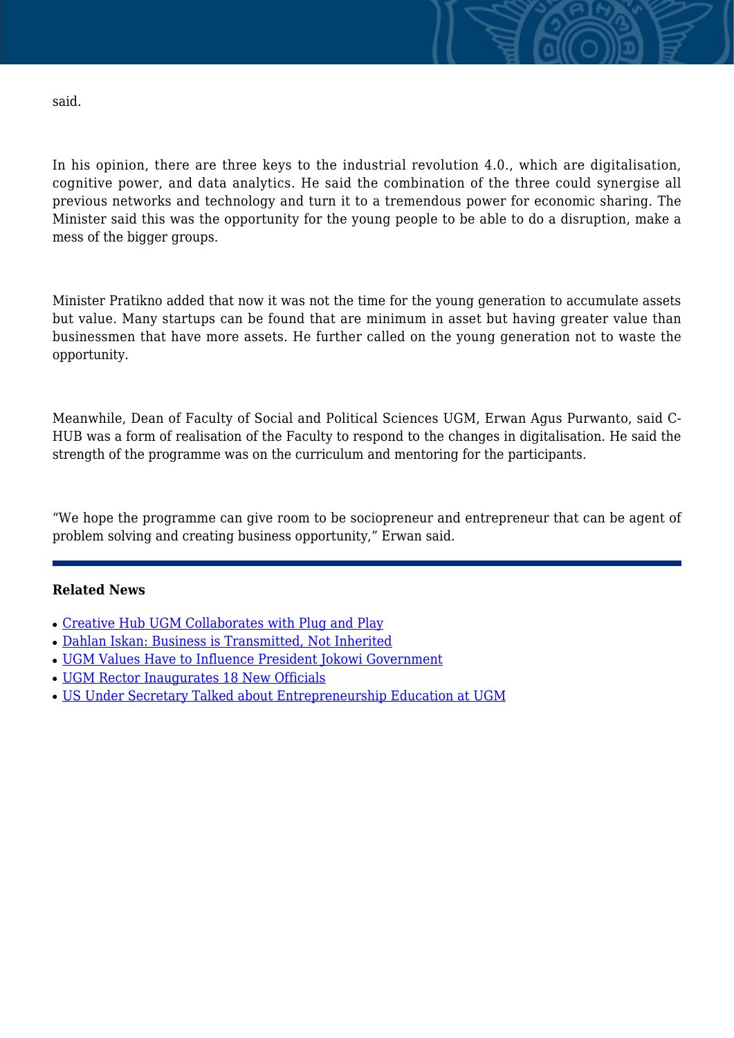said.

In his opinion, there are three keys to the industrial revolution 4.0., which are digitalisation, cognitive power, and data analytics. He said the combination of the three could synergise all previous networks and technology and turn it to a tremendous power for economic sharing. The Minister said this was the opportunity for the young people to be able to do a disruption, make a mess of the bigger groups.

Minister Pratikno added that now it was not the time for the young generation to accumulate assets but value. Many startups can be found that are minimum in asset but having greater value than businessmen that have more assets. He further called on the young generation not to waste the opportunity.

Meanwhile, Dean of Faculty of Social and Political Sciences UGM, Erwan Agus Purwanto, said C-HUB was a form of realisation of the Faculty to respond to the changes in digitalisation. He said the strength of the programme was on the curriculum and mentoring for the participants.

“We hope the programme can give room to be sociopreneur and entrepreneur that can be agent of problem solving and creating business opportunity,” Erwan said.

---

**Related News**

- Creative Hub UGM Collaborates with Plug and Play
- Dahlan Iskan: Business is Transmitted, Not Inherited
- UGM Values Have to Influence President Jokowi Government
- UGM Rector Inaugurates 18 New Officials
- US Under Secretary Talked about Entrepreneurship Education at UGM